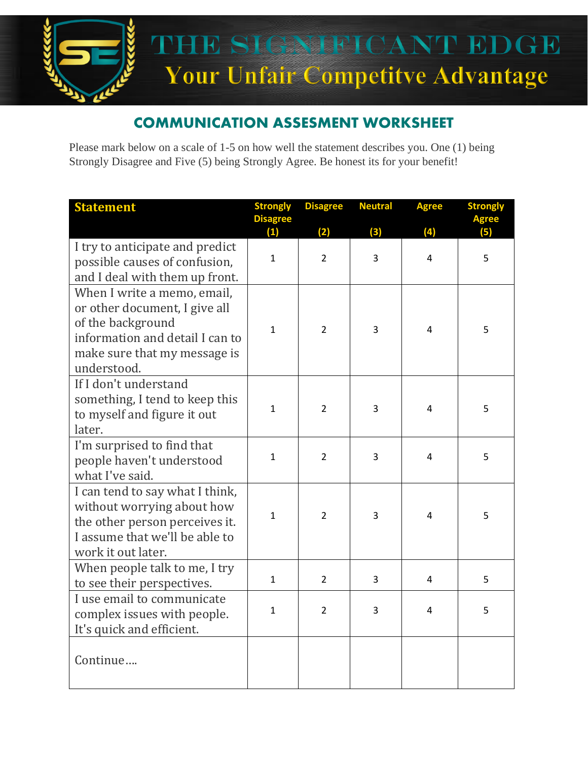# THE SIGNIFICANT EDGE

## Your Unfair Competitve Advantage

## COMMUNICATION ASSESMENT WORKSHEET

Please mark below on a scale of 1-5 on how well the statement describes you. One (1) being Strongly Disagree and Five (5) being Strongly Agree. Be honest its for your benefit!

| Statement | Strongly Disagree (1) | Disagree (2) | Neutral (3) | Agree (4) | Strongly Agree (5) |
|---|---|---|---|---|---|
| I try to anticipate and predict possible causes of confusion, and I deal with them up front. | 1 | 2 | 3 | 4 | 5 |
| When I write a memo, email, or other document, I give all of the background information and detail I can to make sure that my message is understood. | 1 | 2 | 3 | 4 | 5 |
| If I don't understand something, I tend to keep this to myself and figure it out later. | 1 | 2 | 3 | 4 | 5 |
| I'm surprised to find that people haven't understood what I've said. | 1 | 2 | 3 | 4 | 5 |
| I can tend to say what I think, without worrying about how the other person perceives it. I assume that we'll be able to work it out later. | 1 | 2 | 3 | 4 | 5 |
| When people talk to me, I try to see their perspectives. | 1 | 2 | 3 | 4 | 5 |
| I use email to communicate complex issues with people. It's quick and efficient. | 1 | 2 | 3 | 4 | 5 |
| Continue…. | | | | | |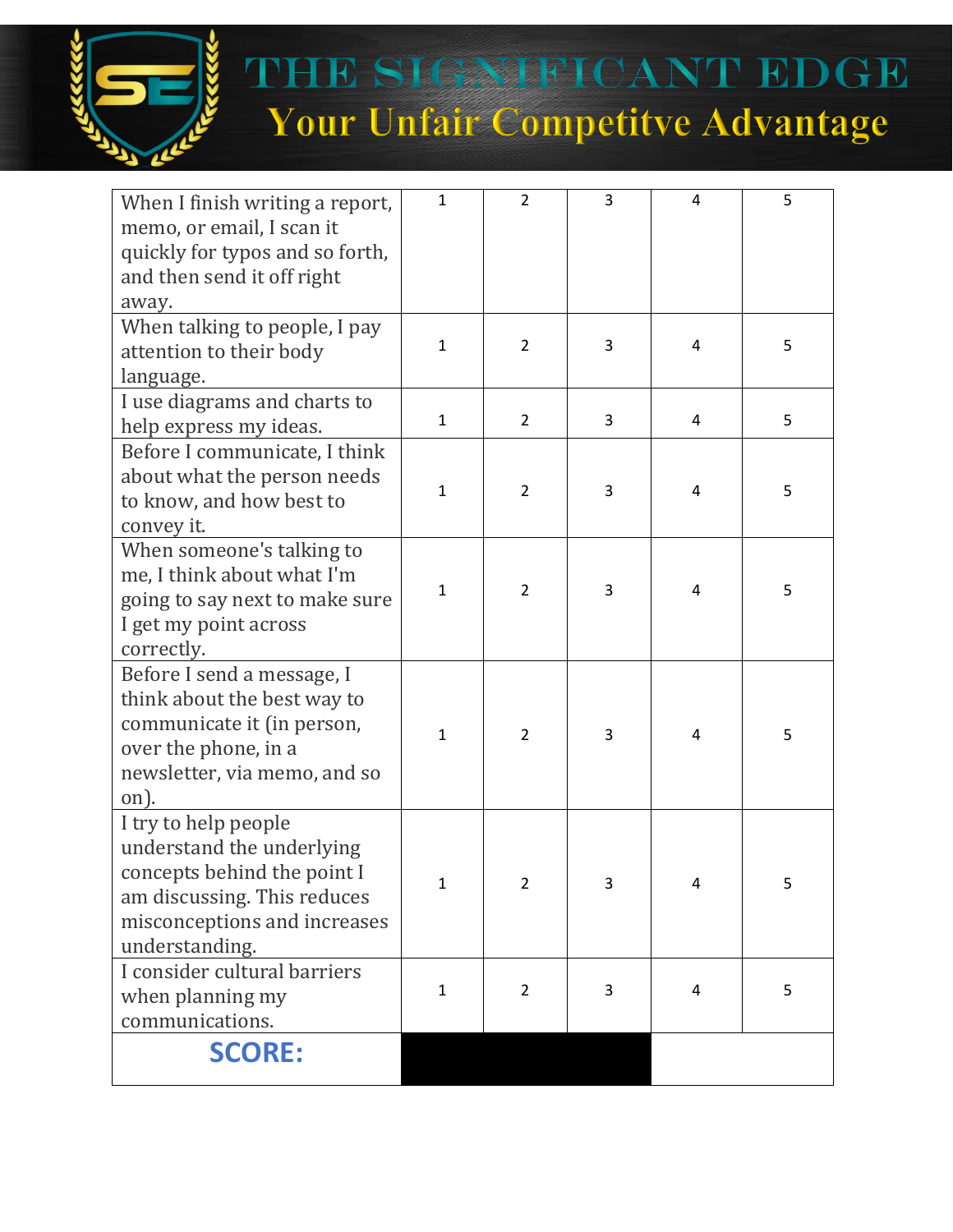| | | | | | |
|---|---|---|---|---|---|
| When I finish writing a report, memo, or email, I scan it quickly for typos and so forth, and then send it off right away. | 1 | 2 | 3 | 4 | 5 |
| When talking to people, I pay attention to their body language. | 1 | 2 | 3 | 4 | 5 |
| I use diagrams and charts to help express my ideas. | 1 | 2 | 3 | 4 | 5 |
| Before I communicate, I think about what the person needs to know, and how best to convey it. | 1 | 2 | 3 | 4 | 5 |
| When someone's talking to me, I think about what I'm going to say next to make sure I get my point across correctly. | 1 | 2 | 3 | 4 | 5 |
| Before I send a message, I think about the best way to communicate it (in person, over the phone, in a newsletter, via memo, and so on). | 1 | 2 | 3 | 4 | 5 |
| I try to help people understand the underlying concepts behind the point I am discussing. This reduces misconceptions and increases understanding. | 1 | 2 | 3 | 4 | 5 |
| I consider cultural barriers when planning my communications. | 1 | 2 | 3 | 4 | 5 |
| **SCORE:** | | | | | |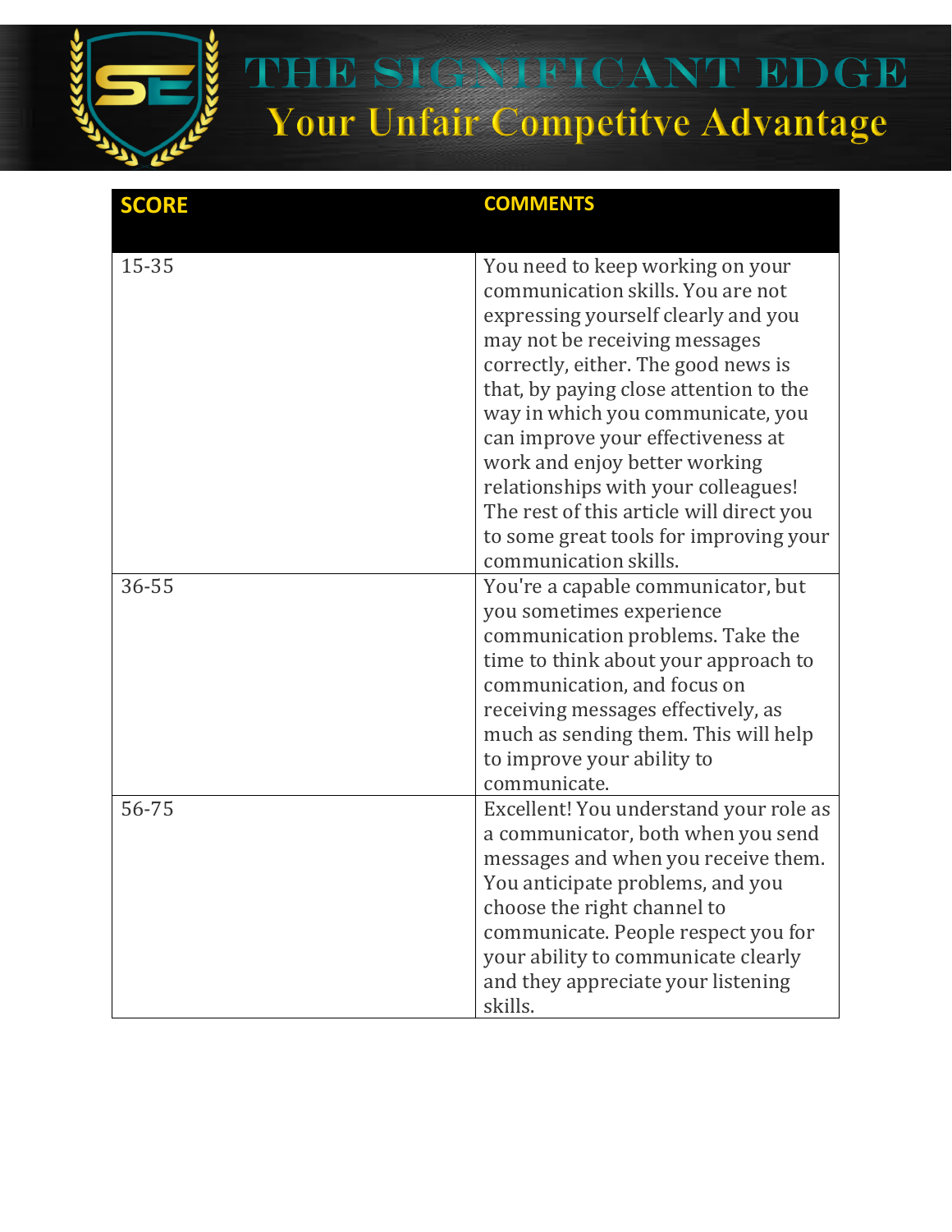| SCORE | COMMENTS |
| --- | --- |
| 15-35 | You need to keep working on your communication skills. You are not expressing yourself clearly and you may not be receiving messages correctly, either. The good news is that, by paying close attention to the way in which you communicate, you can improve your effectiveness at work and enjoy better working relationships with your colleagues! The rest of this article will direct you to some great tools for improving your communication skills. |
| 36-55 | You're a capable communicator, but you sometimes experience communication problems. Take the time to think about your approach to communication, and focus on receiving messages effectively, as much as sending them. This will help to improve your ability to communicate. |
| 56-75 | Excellent! You understand your role as a communicator, both when you send messages and when you receive them. You anticipate problems, and you choose the right channel to communicate. People respect you for your ability to communicate clearly and they appreciate your listening skills. |